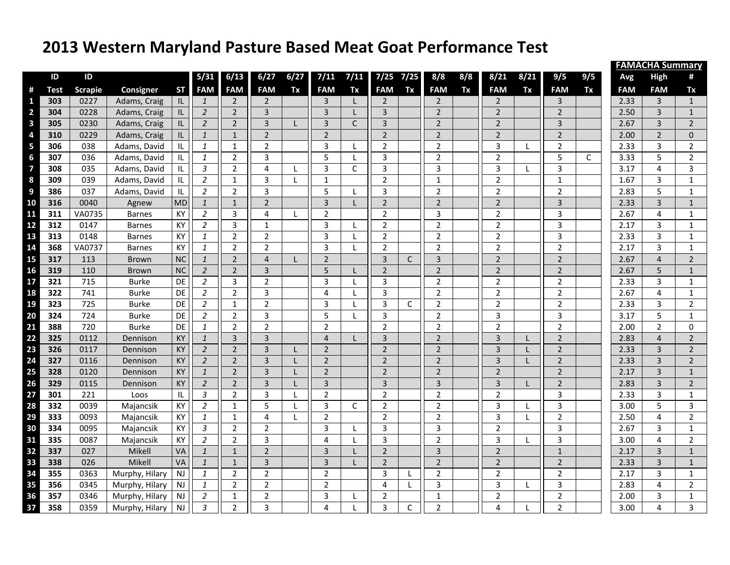# 2013 Western Maryland Pasture Based Meat Goat Performance Test

| # | ID Test | ID Scrapie | Consigner | ST | 5/31 FAM | 6/13 FAM | 6/27 FAM | 6/27 Tx | 7/11 FAM | 7/11 Tx | 7/25 FAM | 7/25 Tx | 8/8 FAM | 8/8 Tx | 8/21 FAM | 8/21 Tx | 9/5 FAM | 9/5 Tx | FAMACHA Summary Avg FAM | High FAM | # Tx |
|---|---|---|---|---|---|---|---|---|---|---|---|---|---|---|---|---|---|---|---|---|---|
| 1 | 303 | 0227 | Adams, Craig | IL | 1 | 2 | 2 | | 3 | L | 2 | | 2 | | 2 | | 3 | | 2.33 | 3 | 1 |
| 2 | 304 | 0228 | Adams, Craig | IL | 2 | 2 | 3 | | 3 | L | 3 | | 2 | | 2 | | 2 | | 2.50 | 3 | 1 |
| 3 | 305 | 0230 | Adams, Craig | IL | 2 | 2 | 3 | L | 3 | C | 3 | | 2 | | 2 | | 3 | | 2.67 | 3 | 2 |
| 4 | 310 | 0229 | Adams, Craig | IL | 1 | 1 | 2 | | 2 | | 2 | | 2 | | 2 | | 2 | | 2.00 | 2 | 0 |
| 5 | 306 | 038 | Adams, David | IL | 1 | 1 | 2 | | 3 | L | 2 | | 2 | | 3 | L | 2 | | 2.33 | 3 | 2 |
| 6 | 307 | 036 | Adams, David | IL | 1 | 2 | 3 | | 5 | L | 3 | | 2 | | 2 | | 5 | C | 3.33 | 5 | 2 |
| 7 | 308 | 035 | Adams, David | IL | 3 | 2 | 4 | L | 3 | C | 3 | | 3 | | 3 | L | 3 | | 3.17 | 4 | 3 |
| 8 | 309 | 039 | Adams, David | IL | 2 | 1 | 3 | L | 1 | | 2 | | 1 | | 2 | | 1 | | 1.67 | 3 | 1 |
| 9 | 386 | 037 | Adams, David | IL | 2 | 2 | 3 | | 5 | L | 3 | | 2 | | 2 | | 2 | | 2.83 | 5 | 1 |
| 10 | 316 | 0040 | Agnew | MD | 1 | 1 | 2 | | 3 | L | 2 | | 2 | | 2 | | 3 | | 2.33 | 3 | 1 |
| 11 | 311 | VA0735 | Barnes | KY | 2 | 3 | 4 | L | 2 | | 2 | | 3 | | 2 | | 3 | | 2.67 | 4 | 1 |
| 12 | 312 | 0147 | Barnes | KY | 2 | 3 | 1 | | 3 | L | 2 | | 2 | | 2 | | 3 | | 2.17 | 3 | 1 |
| 13 | 313 | 0148 | Barnes | KY | 1 | 2 | 2 | | 3 | L | 2 | | 2 | | 2 | | 3 | | 2.33 | 3 | 1 |
| 14 | 368 | VA0737 | Barnes | KY | 1 | 2 | 2 | | 3 | L | 2 | | 2 | | 2 | | 2 | | 2.17 | 3 | 1 |
| 15 | 317 | 113 | Brown | NC | 1 | 2 | 4 | L | 2 | | 3 | C | 3 | | 2 | | 2 | | 2.67 | 4 | 2 |
| 16 | 319 | 110 | Brown | NC | 2 | 2 | 3 | | 5 | L | 2 | | 2 | | 2 | | 2 | | 2.67 | 5 | 1 |
| 17 | 321 | 715 | Burke | DE | 2 | 3 | 2 | | 3 | L | 3 | | 2 | | 2 | | 2 | | 2.33 | 3 | 1 |
| 18 | 322 | 741 | Burke | DE | 2 | 2 | 3 | | 4 | L | 3 | | 2 | | 2 | | 2 | | 2.67 | 4 | 1 |
| 19 | 323 | 725 | Burke | DE | 2 | 1 | 2 | | 3 | L | 3 | C | 2 | | 2 | | 2 | | 2.33 | 3 | 2 |
| 20 | 324 | 724 | Burke | DE | 2 | 2 | 3 | | 5 | L | 3 | | 2 | | 3 | | 3 | | 3.17 | 5 | 1 |
| 21 | 388 | 720 | Burke | DE | 1 | 2 | 2 | | 2 | | 2 | | 2 | | 2 | | 2 | | 2.00 | 2 | 0 |
| 22 | 325 | 0112 | Dennison | KY | 1 | 3 | 3 | | 4 | L | 3 | | 2 | | 3 | L | 2 | | 2.83 | 4 | 2 |
| 23 | 326 | 0117 | Dennison | KY | 2 | 2 | 3 | L | 2 | | 2 | | 2 | | 3 | L | 2 | | 2.33 | 3 | 2 |
| 24 | 327 | 0116 | Dennison | KY | 2 | 2 | 3 | L | 2 | | 2 | | 2 | | 3 | L | 2 | | 2.33 | 3 | 2 |
| 25 | 328 | 0120 | Dennison | KY | 1 | 2 | 3 | L | 2 | | 2 | | 2 | | 2 | | 2 | | 2.17 | 3 | 1 |
| 26 | 329 | 0115 | Dennison | KY | 2 | 2 | 3 | L | 3 | | 3 | | 3 | | 3 | L | 2 | | 2.83 | 3 | 2 |
| 27 | 301 | 221 | Loos | IL | 3 | 2 | 3 | L | 2 | | 2 | | 2 | | 2 | | 3 | | 2.33 | 3 | 1 |
| 28 | 332 | 0039 | Majancsik | KY | 2 | 1 | 5 | L | 3 | C | 2 | | 2 | | 3 | L | 3 | | 3.00 | 5 | 3 |
| 29 | 333 | 0093 | Majancsik | KY | 1 | 1 | 4 | L | 2 | | 2 | | 2 | | 3 | L | 2 | | 2.50 | 4 | 2 |
| 30 | 334 | 0095 | Majancsik | KY | 3 | 2 | 2 | | 3 | L | 3 | | 3 | | 2 | | 3 | | 2.67 | 3 | 1 |
| 31 | 335 | 0087 | Majancsik | KY | 2 | 2 | 3 | | 4 | L | 3 | | 2 | | 3 | L | 3 | | 3.00 | 4 | 2 |
| 32 | 337 | 027 | Mikell | VA | 1 | 1 | 2 | | 3 | L | 2 | | 3 | | 2 | | 1 | | 2.17 | 3 | 1 |
| 33 | 338 | 026 | Mikell | VA | 1 | 1 | 3 | | 3 | L | 2 | | 2 | | 2 | | 2 | | 2.33 | 3 | 1 |
| 34 | 355 | 0363 | Murphy, Hilary | NJ | 1 | 2 | 2 | | 2 | | 3 | L | 2 | | 2 | | 2 | | 2.17 | 3 | 1 |
| 35 | 356 | 0345 | Murphy, Hilary | NJ | 1 | 2 | 2 | | 2 | | 4 | L | 3 | | 3 | L | 3 | | 2.83 | 4 | 2 |
| 36 | 357 | 0346 | Murphy, Hilary | NJ | 2 | 1 | 2 | | 3 | L | 2 | | 1 | | 2 | | 2 | | 2.00 | 3 | 1 |
| 37 | 358 | 0359 | Murphy, Hilary | NJ | 3 | 2 | 3 | | 4 | L | 3 | C | 2 | | 4 | L | 2 | | 3.00 | 4 | 3 |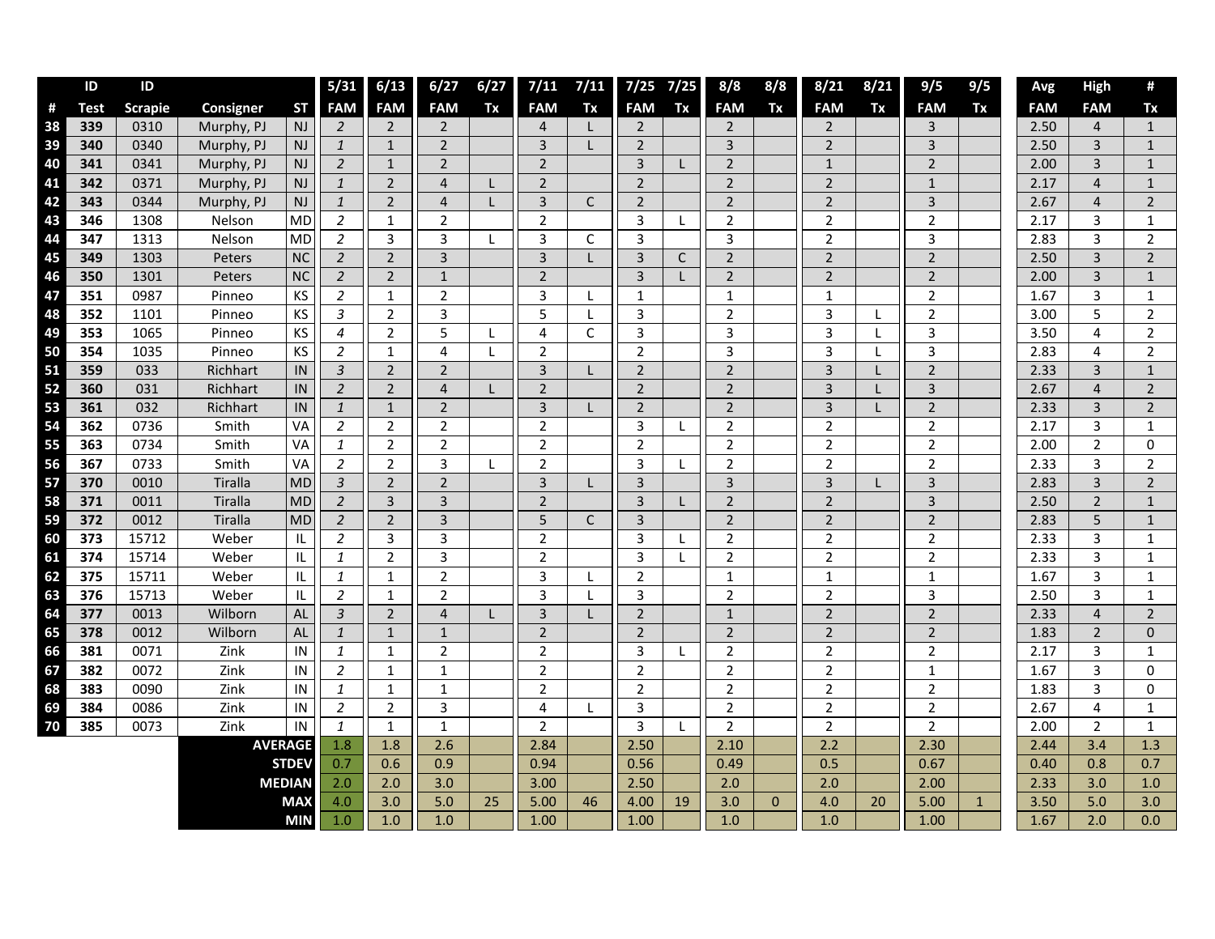| | ID | ID | | | 5/31 | 6/13 | 6/27 | 6/27 | 7/11 | 7/11 | 7/25 | 7/25 | 8/8 | 8/8 | 8/21 | 8/21 | 9/5 | 9/5 | Avg | High | # |
|---|---|---|---|---|---|---|---|---|---|---|---|---|---|---|---|---|---|---|---|---|---|
| # | Test | Scrapie | Consigner | ST | FAM | FAM | FAM | Tx | FAM | Tx | FAM | Tx | FAM | Tx | FAM | Tx | FAM | Tx | FAM | FAM | Tx |
| 38 | 339 | 0310 | Murphy, PJ | NJ | 2 | 2 | 2 | | 4 | L | 2 | | 2 | | 2 | | 3 | | 2.50 | 4 | 1 |
| 39 | 340 | 0340 | Murphy, PJ | NJ | 1 | 1 | 2 | | 3 | L | 2 | | 3 | | 2 | | 3 | | 2.50 | 3 | 1 |
| 40 | 341 | 0341 | Murphy, PJ | NJ | 2 | 1 | 2 | | 2 | | 3 | L | 2 | | 1 | | 2 | | 2.00 | 3 | 1 |
| 41 | 342 | 0371 | Murphy, PJ | NJ | 1 | 2 | 4 | L | 2 | | 2 | | 2 | | 2 | | 1 | | 2.17 | 4 | 1 |
| 42 | 343 | 0344 | Murphy, PJ | NJ | 1 | 2 | 4 | L | 3 | C | 2 | | 2 | | 2 | | 3 | | 2.67 | 4 | 2 |
| 43 | 346 | 1308 | Nelson | MD | 2 | 1 | 2 | | 2 | | 3 | L | 2 | | 2 | | 2 | | 2.17 | 3 | 1 |
| 44 | 347 | 1313 | Nelson | MD | 2 | 3 | 3 | L | 3 | C | 3 | | 3 | | 2 | | 3 | | 2.83 | 3 | 2 |
| 45 | 349 | 1303 | Peters | NC | 2 | 2 | 3 | | 3 | L | 3 | C | 2 | | 2 | | 2 | | 2.50 | 3 | 2 |
| 46 | 350 | 1301 | Peters | NC | 2 | 2 | 1 | | 2 | | 3 | L | 2 | | 2 | | 2 | | 2.00 | 3 | 1 |
| 47 | 351 | 0987 | Pinneo | KS | 2 | 1 | 2 | | 3 | L | 1 | | 1 | | 1 | | 2 | | 1.67 | 3 | 1 |
| 48 | 352 | 1101 | Pinneo | KS | 3 | 2 | 3 | | 5 | L | 3 | | 2 | | 3 | L | 2 | | 3.00 | 5 | 2 |
| 49 | 353 | 1065 | Pinneo | KS | 4 | 2 | 5 | L | 4 | C | 3 | | 3 | | 3 | L | 3 | | 3.50 | 4 | 2 |
| 50 | 354 | 1035 | Pinneo | KS | 2 | 1 | 4 | L | 2 | | 2 | | 3 | | 3 | L | 3 | | 2.83 | 4 | 2 |
| 51 | 359 | 033 | Richhart | IN | 3 | 2 | 2 | | 3 | L | 2 | | 2 | | 3 | L | 2 | | 2.33 | 3 | 1 |
| 52 | 360 | 031 | Richhart | IN | 2 | 2 | 4 | L | 2 | | 2 | | 2 | | 3 | L | 3 | | 2.67 | 4 | 2 |
| 53 | 361 | 032 | Richhart | IN | 1 | 1 | 2 | | 3 | L | 2 | | 2 | | 3 | L | 2 | | 2.33 | 3 | 2 |
| 54 | 362 | 0736 | Smith | VA | 2 | 2 | 2 | | 2 | | 3 | L | 2 | | 2 | | 2 | | 2.17 | 3 | 1 |
| 55 | 363 | 0734 | Smith | VA | 1 | 2 | 2 | | 2 | | 2 | | 2 | | 2 | | 2 | | 2.00 | 2 | 0 |
| 56 | 367 | 0733 | Smith | VA | 2 | 2 | 3 | L | 2 | | 3 | L | 2 | | 2 | | 2 | | 2.33 | 3 | 2 |
| 57 | 370 | 0010 | Tiralla | MD | 3 | 2 | 2 | | 3 | L | 3 | | 3 | | 3 | L | 3 | | 2.83 | 3 | 2 |
| 58 | 371 | 0011 | Tiralla | MD | 2 | 3 | 3 | | 2 | | 3 | L | 2 | | 2 | | 3 | | 2.50 | 2 | 1 |
| 59 | 372 | 0012 | Tiralla | MD | 2 | 2 | 3 | | 5 | C | 3 | | 2 | | 2 | | 2 | | 2.83 | 5 | 1 |
| 60 | 373 | 15712 | Weber | IL | 2 | 3 | 3 | | 2 | | 3 | L | 2 | | 2 | | 2 | | 2.33 | 3 | 1 |
| 61 | 374 | 15714 | Weber | IL | 1 | 2 | 3 | | 2 | | 3 | L | 2 | | 2 | | 2 | | 2.33 | 3 | 1 |
| 62 | 375 | 15711 | Weber | IL | 1 | 1 | 2 | | 3 | L | 2 | | 1 | | 1 | | 1 | | 1.67 | 3 | 1 |
| 63 | 376 | 15713 | Weber | IL | 2 | 1 | 2 | | 3 | L | 3 | | 2 | | 2 | | 3 | | 2.50 | 3 | 1 |
| 64 | 377 | 0013 | Wilborn | AL | 3 | 2 | 4 | L | 3 | L | 2 | | 1 | | 2 | | 2 | | 2.33 | 4 | 2 |
| 65 | 378 | 0012 | Wilborn | AL | 1 | 1 | 1 | | 2 | | 2 | | 2 | | 2 | | 2 | | 1.83 | 2 | 0 |
| 66 | 381 | 0071 | Zink | IN | 1 | 1 | 2 | | 2 | | 3 | L | 2 | | 2 | | 2 | | 2.17 | 3 | 1 |
| 67 | 382 | 0072 | Zink | IN | 2 | 1 | 1 | | 2 | | 2 | | 2 | | 2 | | 1 | | 1.67 | 3 | 0 |
| 68 | 383 | 0090 | Zink | IN | 1 | 1 | 1 | | 2 | | 2 | | 2 | | 2 | | 2 | | 1.83 | 3 | 0 |
| 69 | 384 | 0086 | Zink | IN | 2 | 2 | 3 | | 4 | L | 3 | | 2 | | 2 | | 2 | | 2.67 | 4 | 1 |
| 70 | 385 | 0073 | Zink | IN | 1 | 1 | 1 | | 2 | | 3 | L | 2 | | 2 | | 2 | | 2.00 | 2 | 1 |
| | | | | AVERAGE | 1.8 | 1.8 | 2.6 | | 2.84 | | 2.50 | | 2.10 | | 2.2 | | 2.30 | | 2.44 | 3.4 | 1.3 |
| | | | | STDEV | 0.7 | 0.6 | 0.9 | | 0.94 | | 0.56 | | 0.49 | | 0.5 | | 0.67 | | 0.40 | 0.8 | 0.7 |
| | | | | MEDIAN | 2.0 | 2.0 | 3.0 | | 3.00 | | 2.50 | | 2.0 | | 2.0 | | 2.00 | | 2.33 | 3.0 | 1.0 |
| | | | | MAX | 4.0 | 3.0 | 5.0 | 25 | 5.00 | 46 | 4.00 | 19 | 3.0 | 0 | 4.0 | 20 | 5.00 | 1 | 3.50 | 5.0 | 3.0 |
| | | | | MIN | 1.0 | 1.0 | 1.0 | | 1.00 | | 1.00 | | 1.0 | | 1.0 | | 1.00 | | 1.67 | 2.0 | 0.0 |